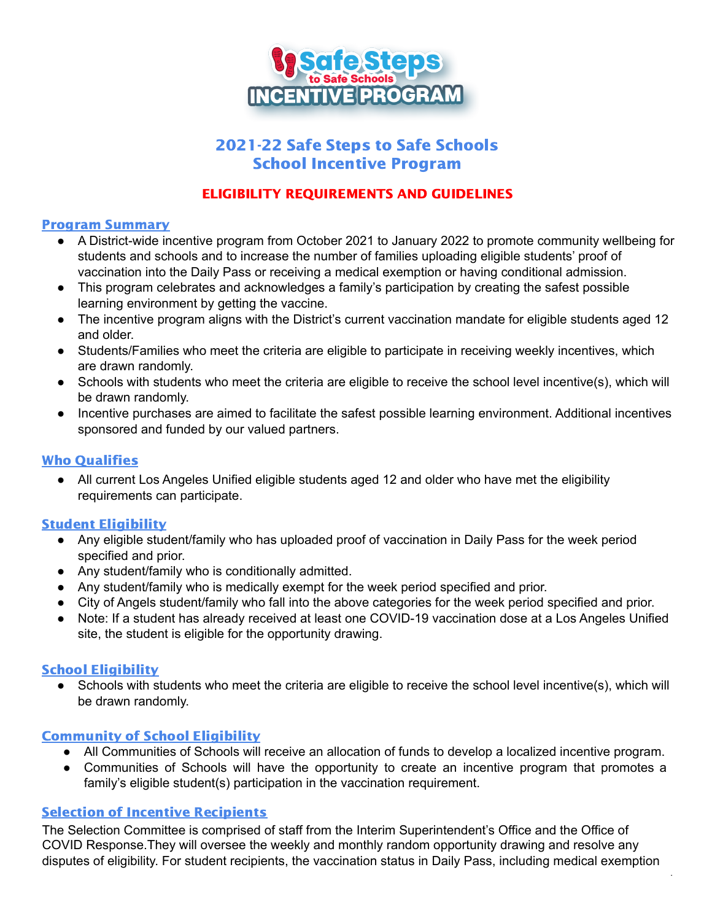# 2021-22 Safe Steps to Safe Schools School Incentive Program

## ELIGIBILITY REQUIREMENTS AND GUIDELINES

### Program Summary

- A District-wide incentive program from October 2021 to January 2022 to promote community wellbeing for students and schools and to increase the number of families uploading eligible students' proof of vaccination into the Daily Pass or receiving a medical exemption or having conditional admission.
- This program celebrates and acknowledges a family's participation by creating the safest possible learning environment by getting the vaccine.
- The incentive program aligns with the District's current vaccination mandate for eligible students aged 12 and older.
- Students/Families who meet the criteria are eligible to participate in receiving weekly incentives, which are drawn randomly.
- Schools with students who meet the criteria are eligible to receive the school level incentive(s), which will be drawn randomly.
- Incentive purchases are aimed to facilitate the safest possible learning environment. Additional incentives sponsored and funded by our valued partners.

### Who Qualifies

- All current Los Angeles Unified eligible students aged 12 and older who have met the eligibility requirements can participate.

### Student Eligibility

- Any eligible student/family who has uploaded proof of vaccination in Daily Pass for the week period specified and prior.
- Any student/family who is conditionally admitted.
- Any student/family who is medically exempt for the week period specified and prior.
- City of Angels student/family who fall into the above categories for the week period specified and prior.
- Note: If a student has already received at least one COVID-19 vaccination dose at a Los Angeles Unified site, the student is eligible for the opportunity drawing.

### School Eligibility

- Schools with students who meet the criteria are eligible to receive the school level incentive(s), which will be drawn randomly.

### Community of School Eligibility

- All Communities of Schools will receive an allocation of funds to develop a localized incentive program.
- Communities of Schools will have the opportunity to create an incentive program that promotes a family's eligible student(s) participation in the vaccination requirement.

### Selection of Incentive Recipients

The Selection Committee is comprised of staff from the Interim Superintendent's Office and the Office of COVID Response.They will oversee the weekly and monthly random opportunity drawing and resolve any disputes of eligibility. For student recipients, the vaccination status in Daily Pass, including medical exemption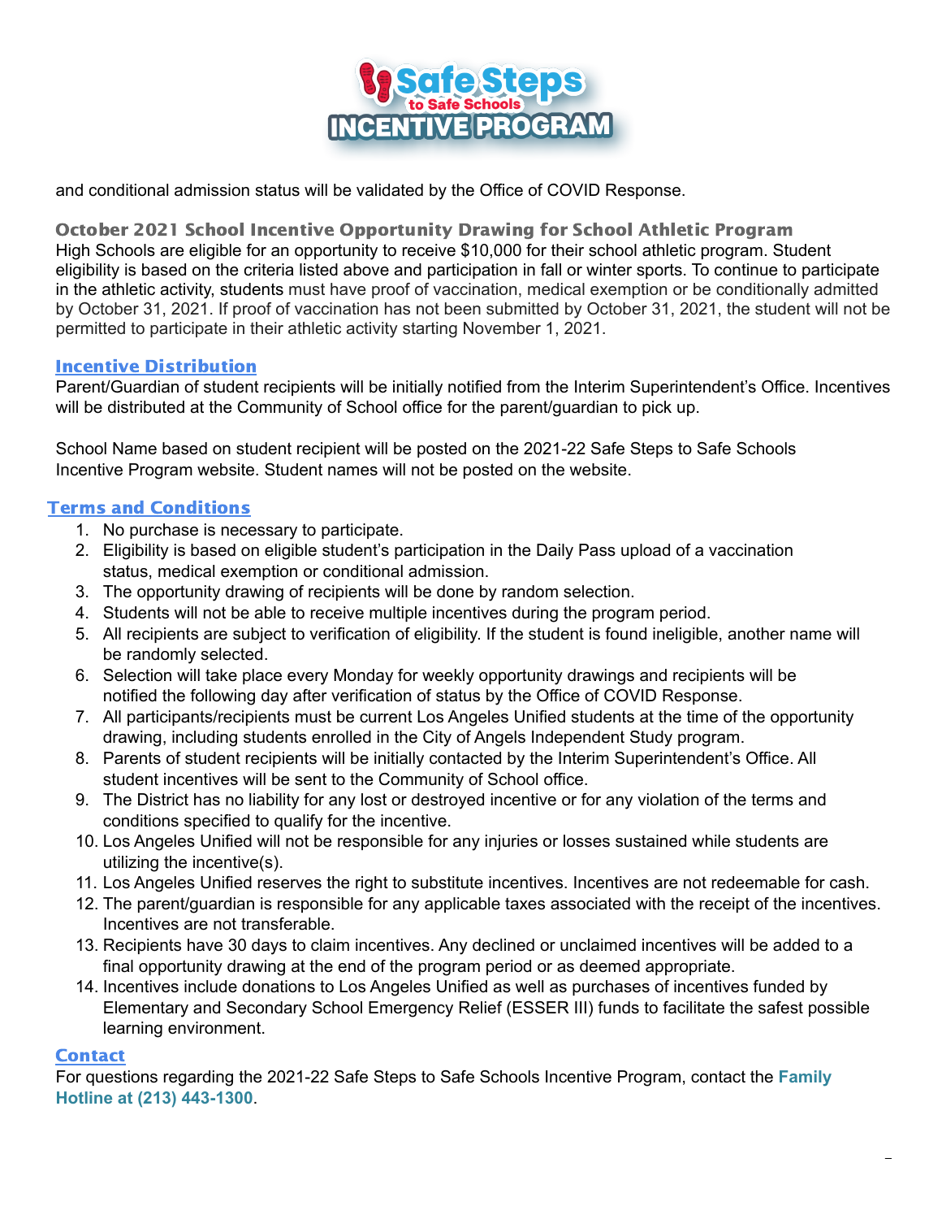and conditional admission status will be validated by the Office of COVID Response.

### October 2021 School Incentive Opportunity Drawing for School Athletic Program

High Schools are eligible for an opportunity to receive $10,000 for their school athletic program. Student eligibility is based on the criteria listed above and participation in fall or winter sports. To continue to participate in the athletic activity, students must have proof of vaccination, medical exemption or be conditionally admitted by October 31, 2021. If proof of vaccination has not been submitted by October 31, 2021, the student will not be permitted to participate in their athletic activity starting November 1, 2021.

### Incentive Distribution

Parent/Guardian of student recipients will be initially notified from the Interim Superintendent's Office. Incentives will be distributed at the Community of School office for the parent/guardian to pick up.

School Name based on student recipient will be posted on the 2021-22 Safe Steps to Safe Schools Incentive Program website. Student names will not be posted on the website.

### Terms and Conditions

1. No purchase is necessary to participate.
2. Eligibility is based on eligible student's participation in the Daily Pass upload of a vaccination status, medical exemption or conditional admission.
3. The opportunity drawing of recipients will be done by random selection.
4. Students will not be able to receive multiple incentives during the program period.
5. All recipients are subject to verification of eligibility. If the student is found ineligible, another name will be randomly selected.
6. Selection will take place every Monday for weekly opportunity drawings and recipients will be notified the following day after verification of status by the Office of COVID Response.
7. All participants/recipients must be current Los Angeles Unified students at the time of the opportunity drawing, including students enrolled in the City of Angels Independent Study program.
8. Parents of student recipients will be initially contacted by the Interim Superintendent's Office. All student incentives will be sent to the Community of School office.
9. The District has no liability for any lost or destroyed incentive or for any violation of the terms and conditions specified to qualify for the incentive.
10. Los Angeles Unified will not be responsible for any injuries or losses sustained while students are utilizing the incentive(s).
11. Los Angeles Unified reserves the right to substitute incentives. Incentives are not redeemable for cash.
12. The parent/guardian is responsible for any applicable taxes associated with the receipt of the incentives. Incentives are not transferable.
13. Recipients have 30 days to claim incentives. Any declined or unclaimed incentives will be added to a final opportunity drawing at the end of the program period or as deemed appropriate.
14. Incentives include donations to Los Angeles Unified as well as purchases of incentives funded by Elementary and Secondary School Emergency Relief (ESSER III) funds to facilitate the safest possible learning environment.

### Contact

For questions regarding the 2021-22 Safe Steps to Safe Schools Incentive Program, contact the **Family Hotline at (213) 443-1300**.